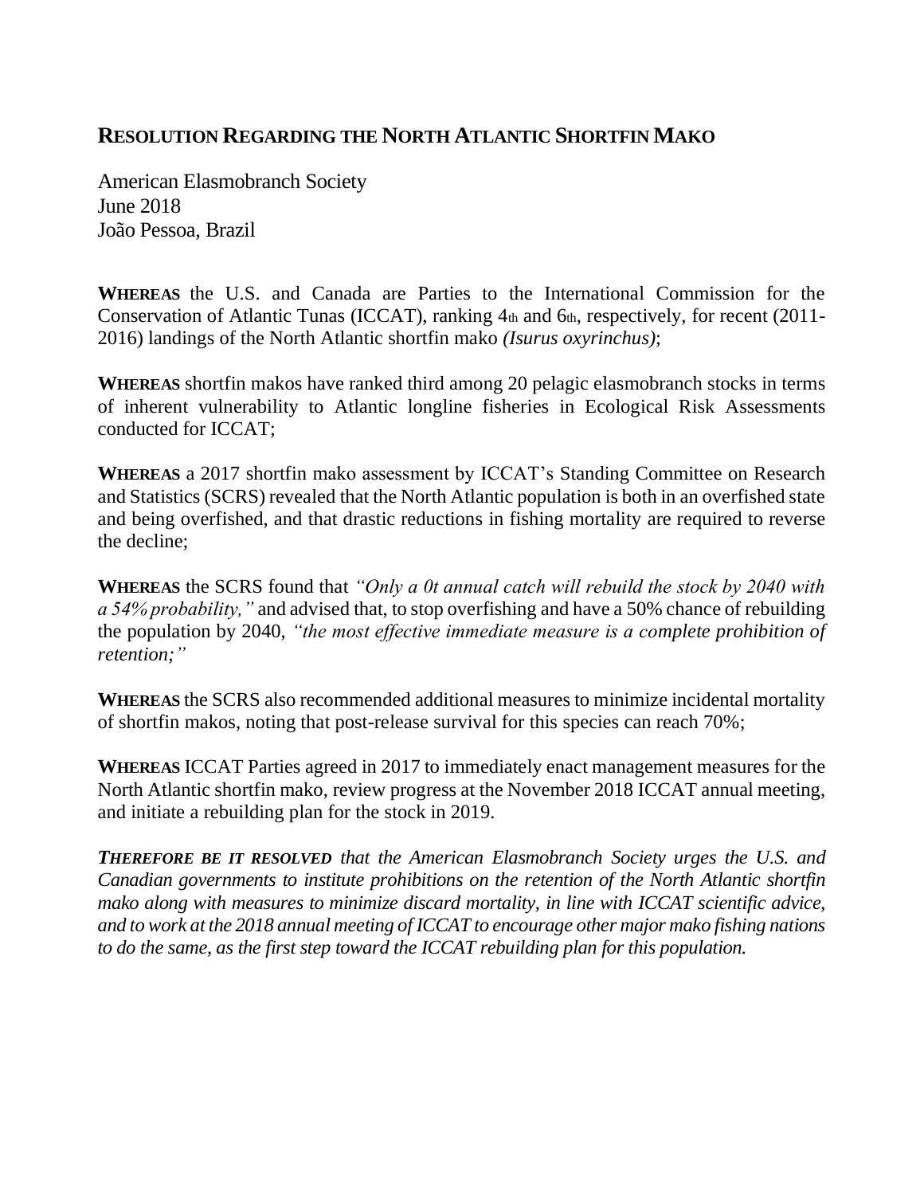# RESOLUTION REGARDING THE NORTH ATLANTIC SHORTFIN MAKO

American Elasmobranch Society
June 2018
João Pessoa, Brazil

**WHEREAS** the U.S. and Canada are Parties to the International Commission for the Conservation of Atlantic Tunas (ICCAT), ranking 4th and 6th, respectively, for recent (2011-2016) landings of the North Atlantic shortfin mako *(Isurus oxyrinchus)*;

**WHEREAS** shortfin makos have ranked third among 20 pelagic elasmobranch stocks in terms of inherent vulnerability to Atlantic longline fisheries in Ecological Risk Assessments conducted for ICCAT;

**WHEREAS** a 2017 shortfin mako assessment by ICCAT's Standing Committee on Research and Statistics (SCRS) revealed that the North Atlantic population is both in an overfished state and being overfished, and that drastic reductions in fishing mortality are required to reverse the decline;

**WHEREAS** the SCRS found that *"Only a 0t annual catch will rebuild the stock by 2040 with a 54% probability,"* and advised that, to stop overfishing and have a 50% chance of rebuilding the population by 2040, *"the most effective immediate measure is a complete prohibition of retention;"*

**WHEREAS** the SCRS also recommended additional measures to minimize incidental mortality of shortfin makos, noting that post-release survival for this species can reach 70%;

**WHEREAS** ICCAT Parties agreed in 2017 to immediately enact management measures for the North Atlantic shortfin mako, review progress at the November 2018 ICCAT annual meeting, and initiate a rebuilding plan for the stock in 2019.

***THEREFORE BE IT RESOLVED*** *that the American Elasmobranch Society urges the U.S. and Canadian governments to institute prohibitions on the retention of the North Atlantic shortfin mako along with measures to minimize discard mortality, in line with ICCAT scientific advice, and to work at the 2018 annual meeting of ICCAT to encourage other major mako fishing nations to do the same, as the first step toward the ICCAT rebuilding plan for this population.*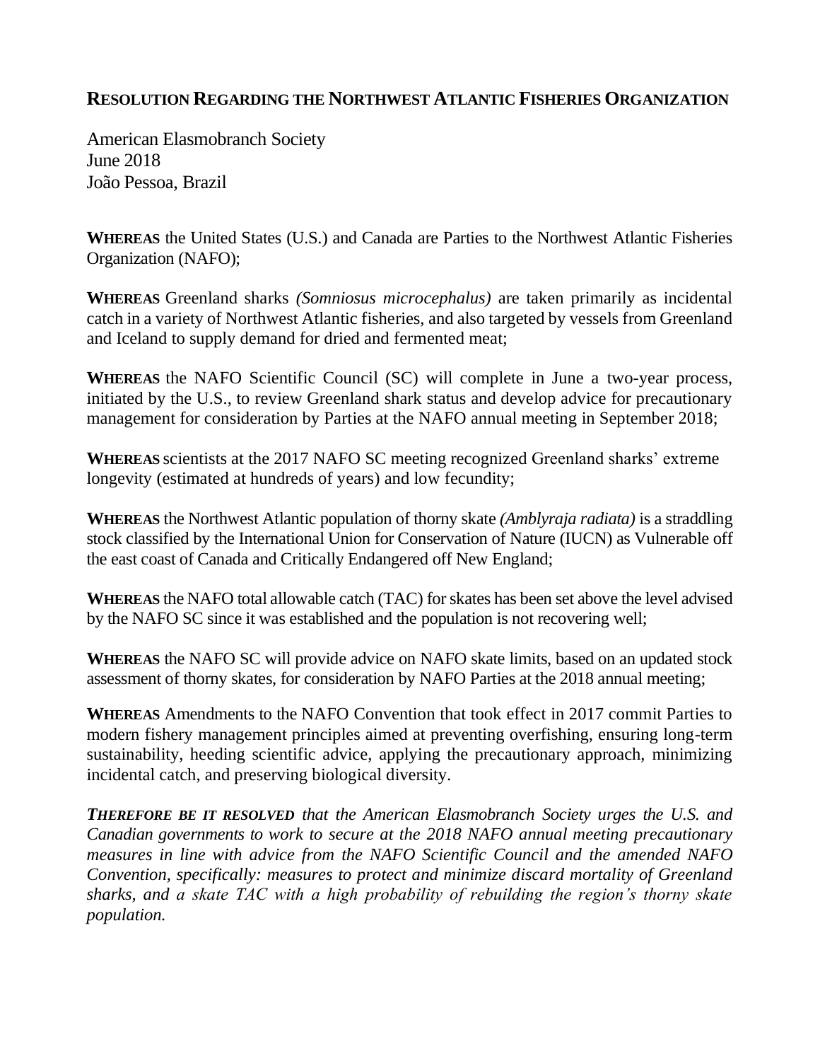## **RESOLUTION REGARDING THE NORTHWEST ATLANTIC FISHERIES ORGANIZATION**

American Elasmobranch Society
June 2018
João Pessoa, Brazil

**WHEREAS** the United States (U.S.) and Canada are Parties to the Northwest Atlantic Fisheries Organization (NAFO);

**WHEREAS** Greenland sharks *(Somniosus microcephalus)* are taken primarily as incidental catch in a variety of Northwest Atlantic fisheries, and also targeted by vessels from Greenland and Iceland to supply demand for dried and fermented meat;

**WHEREAS** the NAFO Scientific Council (SC) will complete in June a two-year process, initiated by the U.S., to review Greenland shark status and develop advice for precautionary management for consideration by Parties at the NAFO annual meeting in September 2018;

**WHEREAS** scientists at the 2017 NAFO SC meeting recognized Greenland sharks' extreme longevity (estimated at hundreds of years) and low fecundity;

**WHEREAS** the Northwest Atlantic population of thorny skate *(Amblyraja radiata)* is a straddling stock classified by the International Union for Conservation of Nature (IUCN) as Vulnerable off the east coast of Canada and Critically Endangered off New England;

**WHEREAS** the NAFO total allowable catch (TAC) for skates has been set above the level advised by the NAFO SC since it was established and the population is not recovering well;

**WHEREAS** the NAFO SC will provide advice on NAFO skate limits, based on an updated stock assessment of thorny skates, for consideration by NAFO Parties at the 2018 annual meeting;

**WHEREAS** Amendments to the NAFO Convention that took effect in 2017 commit Parties to modern fishery management principles aimed at preventing overfishing, ensuring long-term sustainability, heeding scientific advice, applying the precautionary approach, minimizing incidental catch, and preserving biological diversity.

***THEREFORE BE IT RESOLVED** that the American Elasmobranch Society urges the U.S. and Canadian governments to work to secure at the 2018 NAFO annual meeting precautionary measures in line with advice from the NAFO Scientific Council and the amended NAFO Convention, specifically: measures to protect and minimize discard mortality of Greenland sharks, and a skate TAC with a high probability of rebuilding the region's thorny skate population.*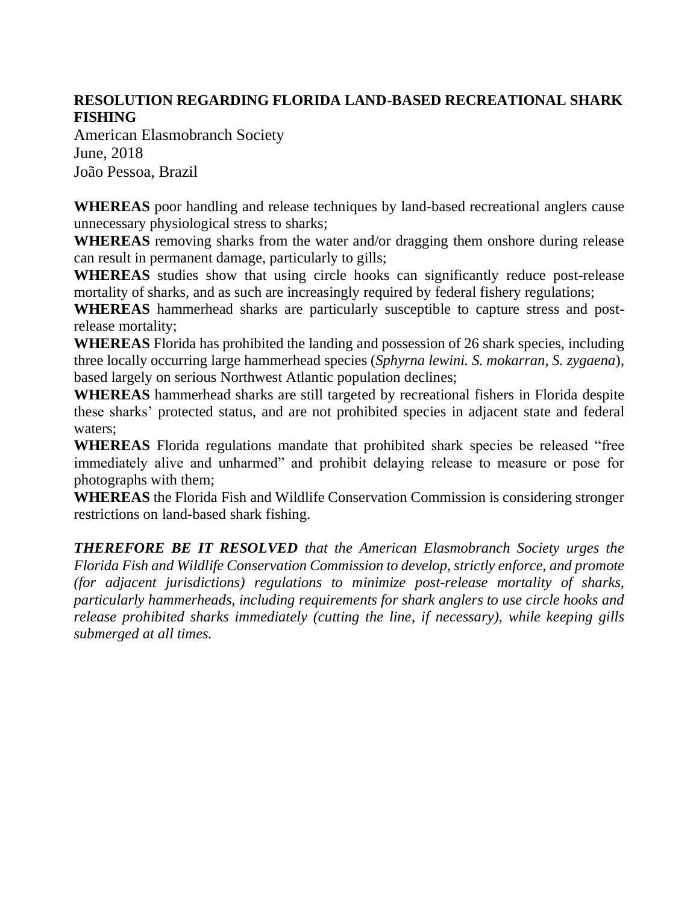**RESOLUTION REGARDING FLORIDA LAND-BASED RECREATIONAL SHARK FISHING**

American Elasmobranch Society
June, 2018
João Pessoa, Brazil

**WHEREAS** poor handling and release techniques by land-based recreational anglers cause unnecessary physiological stress to sharks;

**WHEREAS** removing sharks from the water and/or dragging them onshore during release can result in permanent damage, particularly to gills;

**WHEREAS** studies show that using circle hooks can significantly reduce post-release mortality of sharks, and as such are increasingly required by federal fishery regulations;

**WHEREAS** hammerhead sharks are particularly susceptible to capture stress and post-release mortality;

**WHEREAS** Florida has prohibited the landing and possession of 26 shark species, including three locally occurring large hammerhead species (*Sphyrna lewini. S. mokarran, S. zygaena*), based largely on serious Northwest Atlantic population declines;

**WHEREAS** hammerhead sharks are still targeted by recreational fishers in Florida despite these sharks' protected status, and are not prohibited species in adjacent state and federal waters;

**WHEREAS** Florida regulations mandate that prohibited shark species be released "free immediately alive and unharmed" and prohibit delaying release to measure or pose for photographs with them;

**WHEREAS** the Florida Fish and Wildlife Conservation Commission is considering stronger restrictions on land-based shark fishing.

***THEREFORE BE IT RESOLVED*** *that the American Elasmobranch Society urges the Florida Fish and Wildlife Conservation Commission to develop, strictly enforce, and promote (for adjacent jurisdictions) regulations to minimize post-release mortality of sharks, particularly hammerheads, including requirements for shark anglers to use circle hooks and release prohibited sharks immediately (cutting the line, if necessary), while keeping gills submerged at all times.*